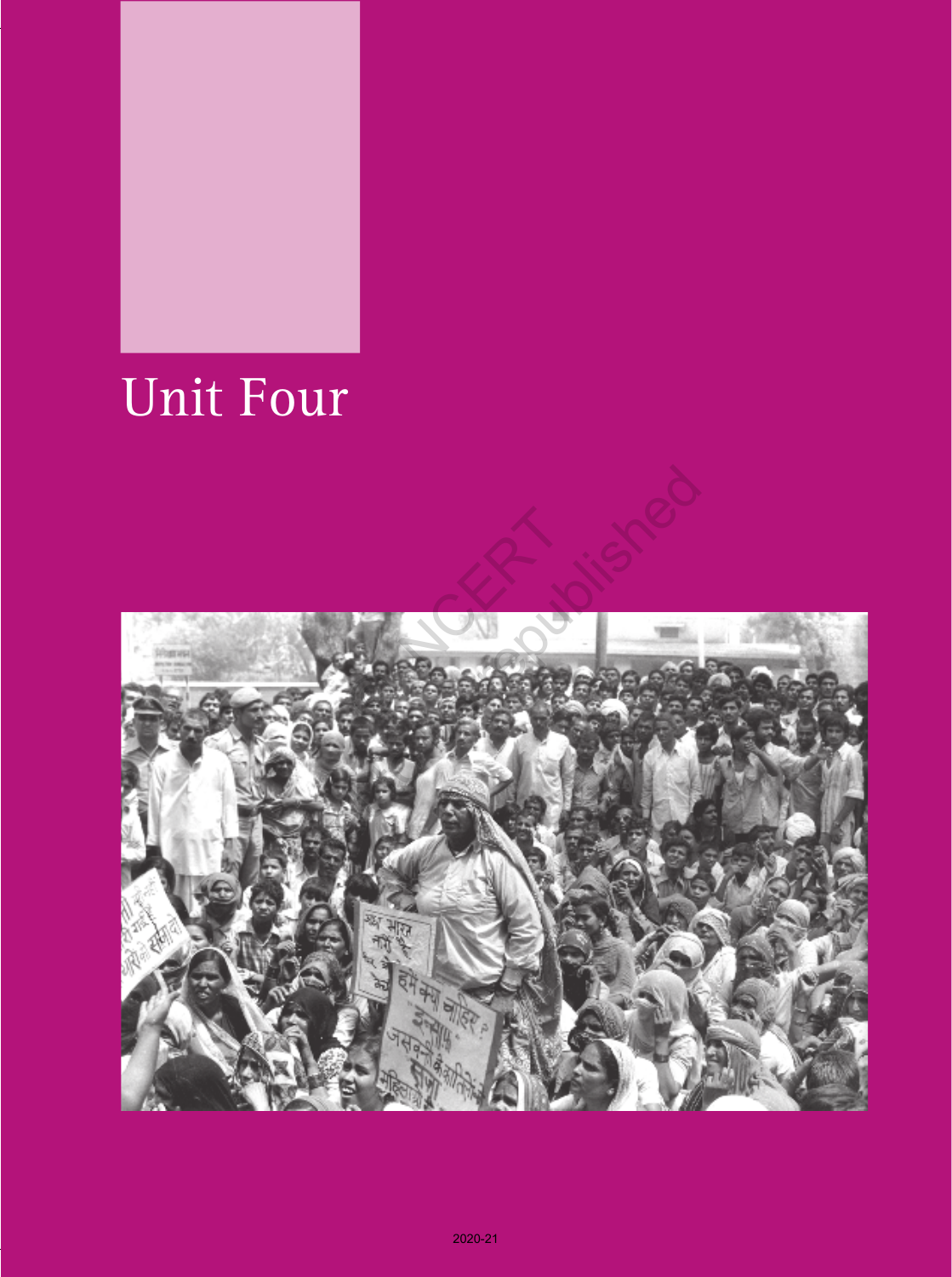# Unit Four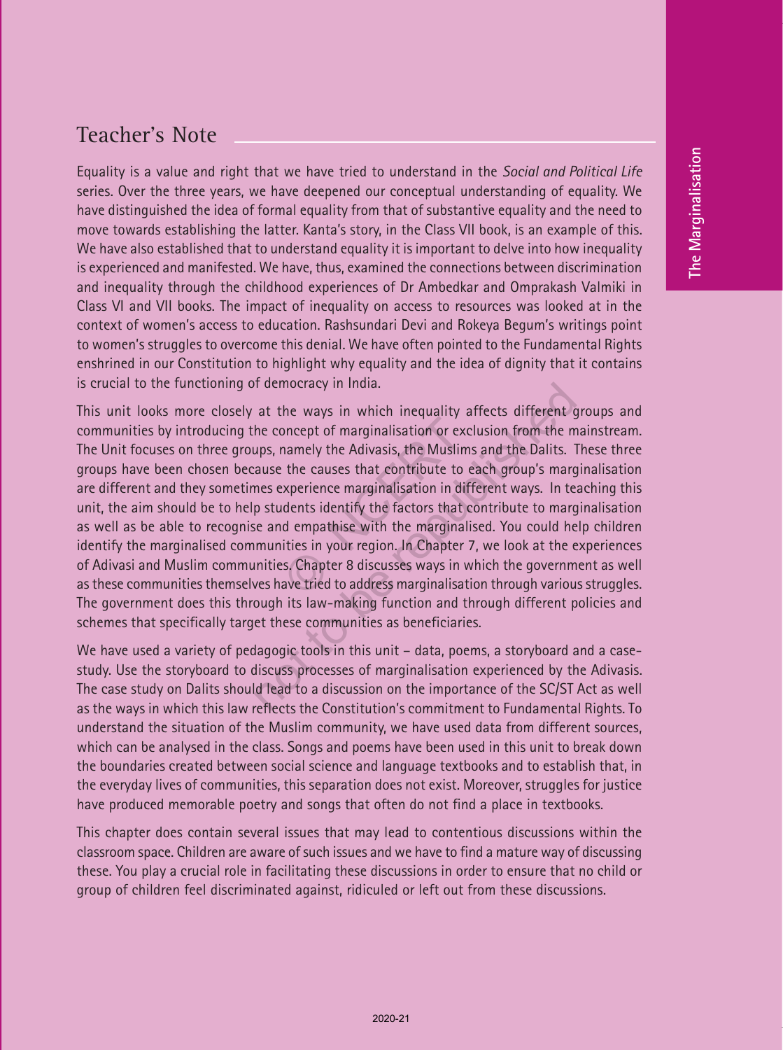## Teacher's Note

Equality is a value and right that we have tried to understand in the *Social and Political Life* series. Over the three years, we have deepened our conceptual understanding of equality. We have distinguished the idea of formal equality from that of substantive equality and the need to move towards establishing the latter. Kanta's story, in the Class VII book, is an example of this. We have also established that to understand equality it is important to delve into how inequality is experienced and manifested. We have, thus, examined the connections between discrimination and inequality through the childhood experiences of Dr Ambedkar and Omprakash Valmiki in Class VI and VII books. The impact of inequality on access to resources was looked at in the context of women's access to education. Rashsundari Devi and Rokeya Begum's writings point to women's struggles to overcome this denial. We have often pointed to the Fundamental Rights enshrined in our Constitution to highlight why equality and the idea of dignity that it contains is crucial to the functioning of democracy in India.

This unit looks more closely at the ways in which inequality affects different groups and communities by introducing the concept of marginalisation or exclusion from the mainstream. The Unit focuses on three groups, namely the Adivasis, the Muslims and the Dalits. These three groups have been chosen because the causes that contribute to each group's marginalisation are different and they sometimes experience marginalisation in different ways. In teaching this unit, the aim should be to help students identify the factors that contribute to marginalisation as well as be able to recognise and empathise with the marginalised. You could help children identify the marginalised communities in your region. In Chapter 7, we look at the experiences of Adivasi and Muslim communities. Chapter 8 discusses ways in which the government as well as these communities themselves have tried to address marginalisation through various struggles. The government does this through its law-making function and through different policies and schemes that specifically target these communities as beneficiaries.

We have used a variety of pedagogic tools in this unit – data, poems, a storyboard and a case-study. Use the storyboard to discuss processes of marginalisation experienced by the Adivasis. The case study on Dalits should lead to a discussion on the importance of the SC/ST Act as well as the ways in which this law reflects the Constitution's commitment to Fundamental Rights. To understand the situation of the Muslim community, we have used data from different sources, which can be analysed in the class. Songs and poems have been used in this unit to break down the boundaries created between social science and language textbooks and to establish that, in the everyday lives of communities, this separation does not exist. Moreover, struggles for justice have produced memorable poetry and songs that often do not find a place in textbooks.

This chapter does contain several issues that may lead to contentious discussions within the classroom space. Children are aware of such issues and we have to find a mature way of discussing these. You play a crucial role in facilitating these discussions in order to ensure that no child or group of children feel discriminated against, ridiculed or left out from these discussions.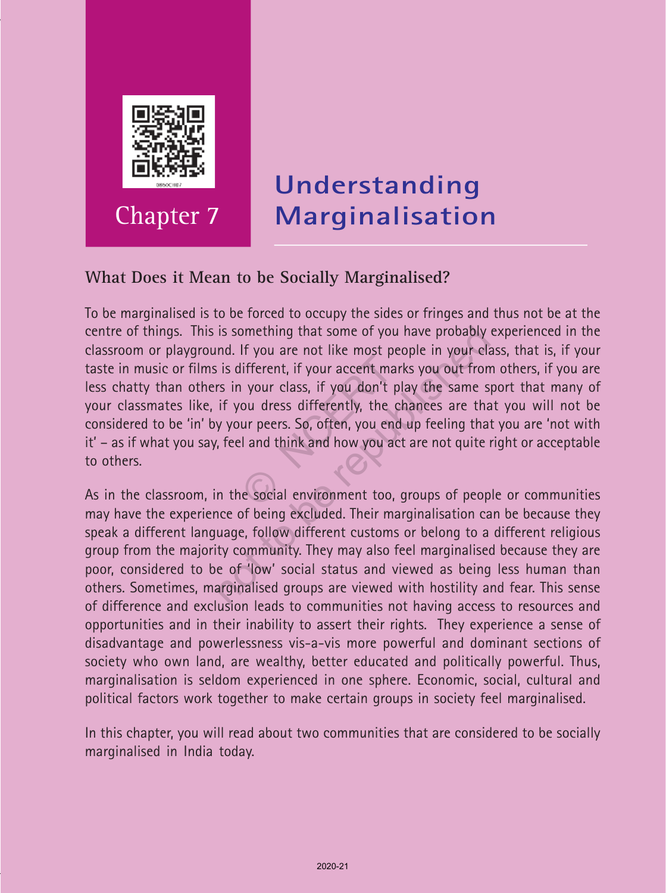Chapter 7

# Understanding Marginalisation

## What Does it Mean to be Socially Marginalised?

To be marginalised is to be forced to occupy the sides or fringes and thus not be at the centre of things. This is something that some of you have probably experienced in the classroom or playground. If you are not like most people in your class, that is, if your taste in music or films is different, if your accent marks you out from others, if you are less chatty than others in your class, if you don't play the same sport that many of your classmates like, if you dress differently, the chances are that you will not be considered to be 'in' by your peers. So, often, you end up feeling that you are 'not with it' – as if what you say, feel and think and how you act are not quite right or acceptable to others.

As in the classroom, in the social environment too, groups of people or communities may have the experience of being excluded. Their marginalisation can be because they speak a different language, follow different customs or belong to a different religious group from the majority community. They may also feel marginalised because they are poor, considered to be of 'low' social status and viewed as being less human than others. Sometimes, marginalised groups are viewed with hostility and fear. This sense of difference and exclusion leads to communities not having access to resources and opportunities and in their inability to assert their rights. They experience a sense of disadvantage and powerlessness vis-a-vis more powerful and dominant sections of society who own land, are wealthy, better educated and politically powerful. Thus, marginalisation is seldom experienced in one sphere. Economic, social, cultural and political factors work together to make certain groups in society feel marginalised.

In this chapter, you will read about two communities that are considered to be socially marginalised in India today.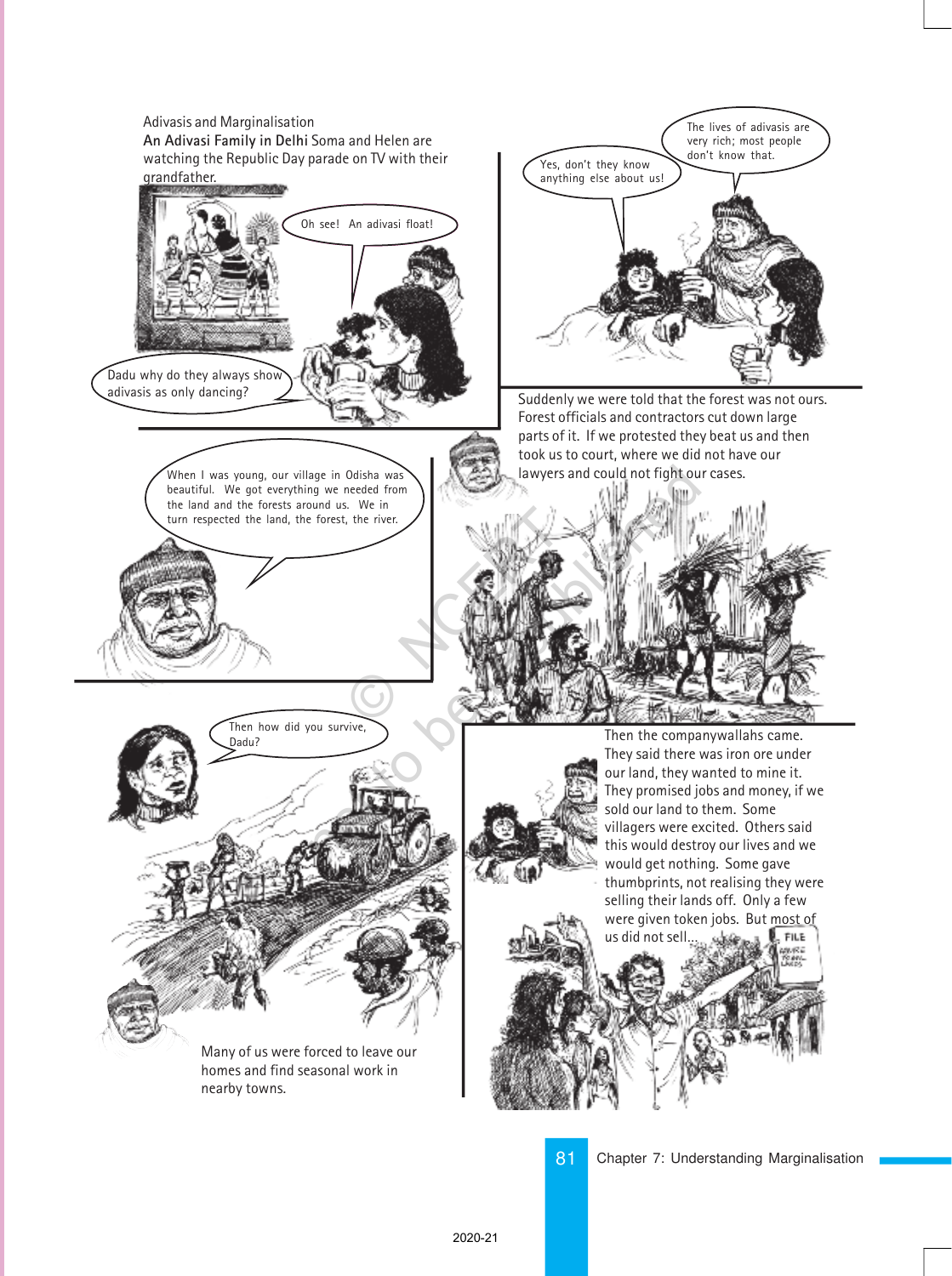Adivasis and Marginalisation

**An Adivasi Family in Delhi** Soma and Helen are watching the Republic Day parade on TV with their grandfather.

Oh see! An adivasi float!

Dadu why do they always show adivasis as only dancing?

Yes, don't they know anything else about us!

The lives of adivasis are very rich; most people don't know that.

When I was young, our village in Odisha was beautiful. We got everything we needed from the land and the forests around us. We in turn respected the land, the forest, the river.

Suddenly we were told that the forest was not ours. Forest officials and contractors cut down large parts of it. If we protested they beat us and then took us to court, where we did not have our lawyers and could not fight our cases.

Then how did you survive, Dadu?

Many of us were forced to leave our homes and find seasonal work in nearby towns.

Then the companywallahs came. They said there was iron ore under our land, they wanted to mine it. They promised jobs and money, if we sold our land to them. Some villagers were excited. Others said this would destroy our lives and we would get nothing. Some gave thumbprints, not realising they were selling their lands off. Only a few were given token jobs. But most of us did not sell...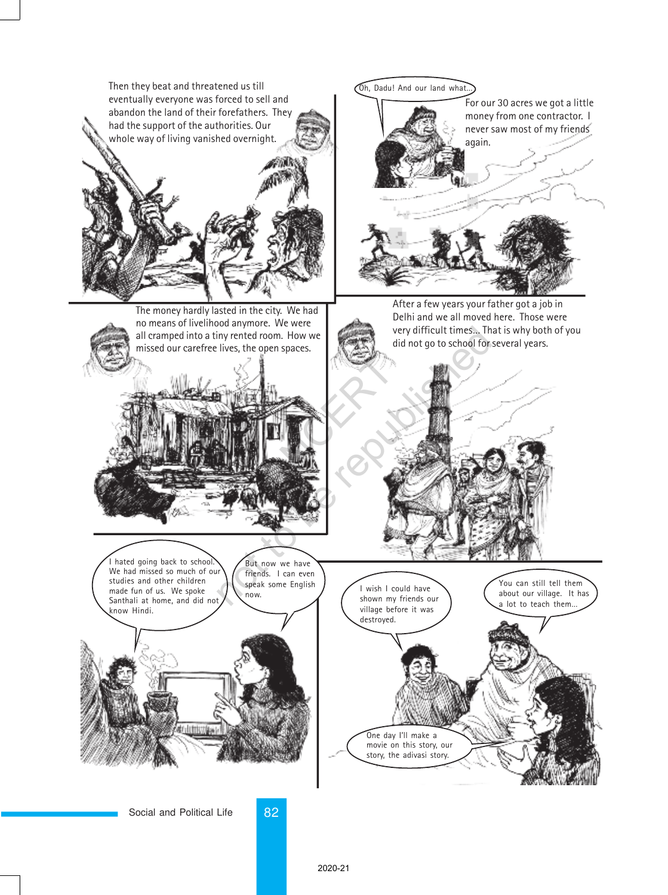Then they beat and threatened us till eventually everyone was forced to sell and abandon the land of their forefathers. They had the support of the authorities. Our whole way of living vanished overnight.

Oh, Dadu! And our land what...

For our 30 acres we got a little money from one contractor. I never saw most of my friends again.

The money hardly lasted in the city. We had no means of livelihood anymore. We were all cramped into a tiny rented room. How we missed our carefree lives, the open spaces.

After a few years your father got a job in Delhi and we all moved here. Those were very difficult times... That is why both of you did not go to school for several years.

I hated going back to school. We had missed so much of our studies and other children made fun of us. We spoke Santhali at home, and did not know Hindi.

But now we have friends. I can even speak some English now.

I wish I could have shown my friends our village before it was destroyed.

You can still tell them about our village. It has a lot to teach them...

One day I'll make a movie on this story, our story, the adivasi story.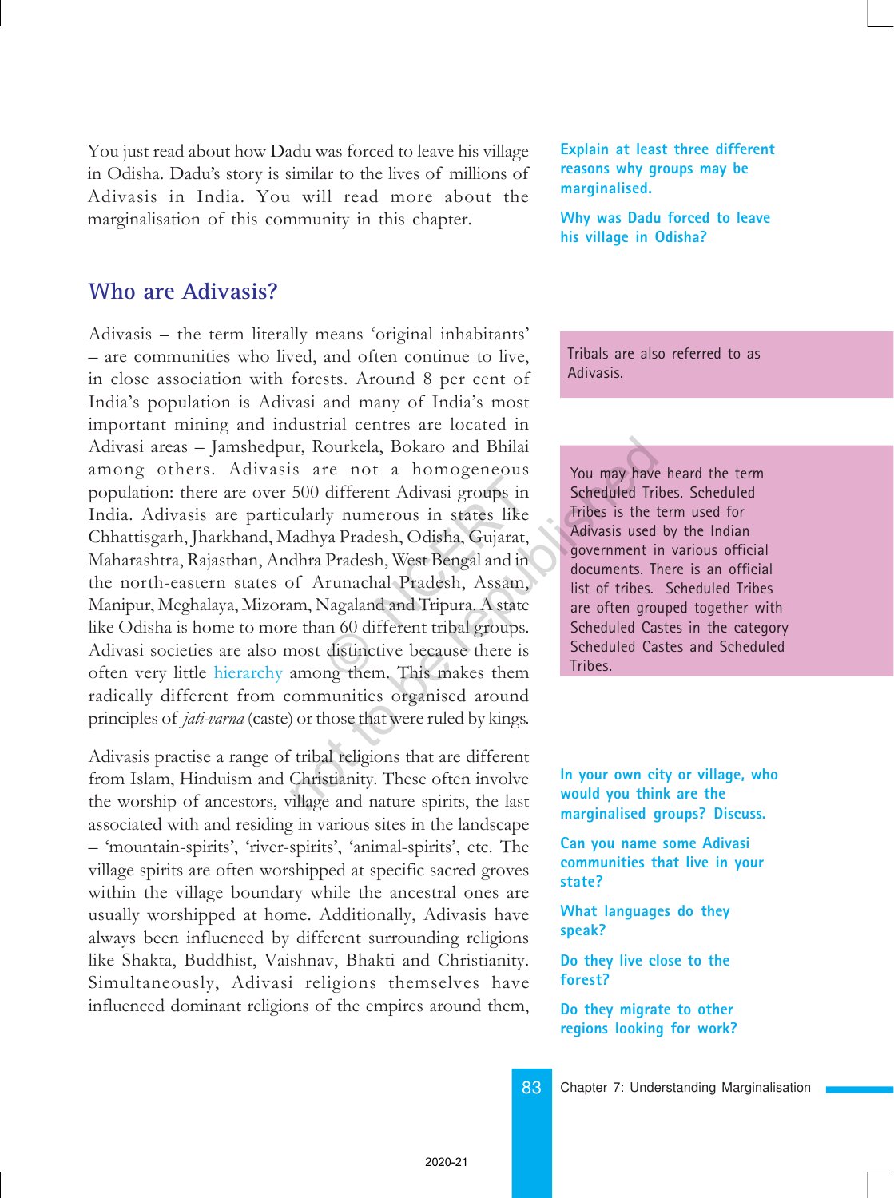You just read about how Dadu was forced to leave his village in Odisha. Dadu's story is similar to the lives of millions of Adivasis in India. You will read more about the marginalisation of this community in this chapter.

**Explain at least three different reasons why groups may be marginalised.**

**Why was Dadu forced to leave his village in Odisha?**

## Who are Adivasis?

Adivasis – the term literally means 'original inhabitants' – are communities who lived, and often continue to live, in close association with forests. Around 8 per cent of India's population is Adivasi and many of India's most important mining and industrial centres are located in Adivasi areas – Jamshedpur, Rourkela, Bokaro and Bhilai among others. Adivasis are not a homogeneous population: there are over 500 different Adivasi groups in India. Adivasis are particularly numerous in states like Chhattisgarh, Jharkhand, Madhya Pradesh, Odisha, Gujarat, Maharashtra, Rajasthan, Andhra Pradesh, West Bengal and in the north-eastern states of Arunachal Pradesh, Assam, Manipur, Meghalaya, Mizoram, Nagaland and Tripura. A state like Odisha is home to more than 60 different tribal groups. Adivasi societies are also most distinctive because there is often very little hierarchy among them. This makes them radically different from communities organised around principles of *jati-varna* (caste) or those that were ruled by kings.

Tribals are also referred to as Adivasis.

You may have heard the term Scheduled Tribes. Scheduled Tribes is the term used for Adivasis used by the Indian government in various official documents. There is an official list of tribes. Scheduled Tribes are often grouped together with Scheduled Castes in the category Scheduled Castes and Scheduled Tribes.

Adivasis practise a range of tribal religions that are different from Islam, Hinduism and Christianity. These often involve the worship of ancestors, village and nature spirits, the last associated with and residing in various sites in the landscape – 'mountain-spirits', 'river-spirits', 'animal-spirits', etc. The village spirits are often worshipped at specific sacred groves within the village boundary while the ancestral ones are usually worshipped at home. Additionally, Adivasis have always been influenced by different surrounding religions like Shakta, Buddhist, Vaishnav, Bhakti and Christianity. Simultaneously, Adivasi religions themselves have influenced dominant religions of the empires around them,

**In your own city or village, who would you think are the marginalised groups? Discuss.**

**Can you name some Adivasi communities that live in your state?**

**What languages do they speak?**

**Do they live close to the forest?**

**Do they migrate to other regions looking for work?**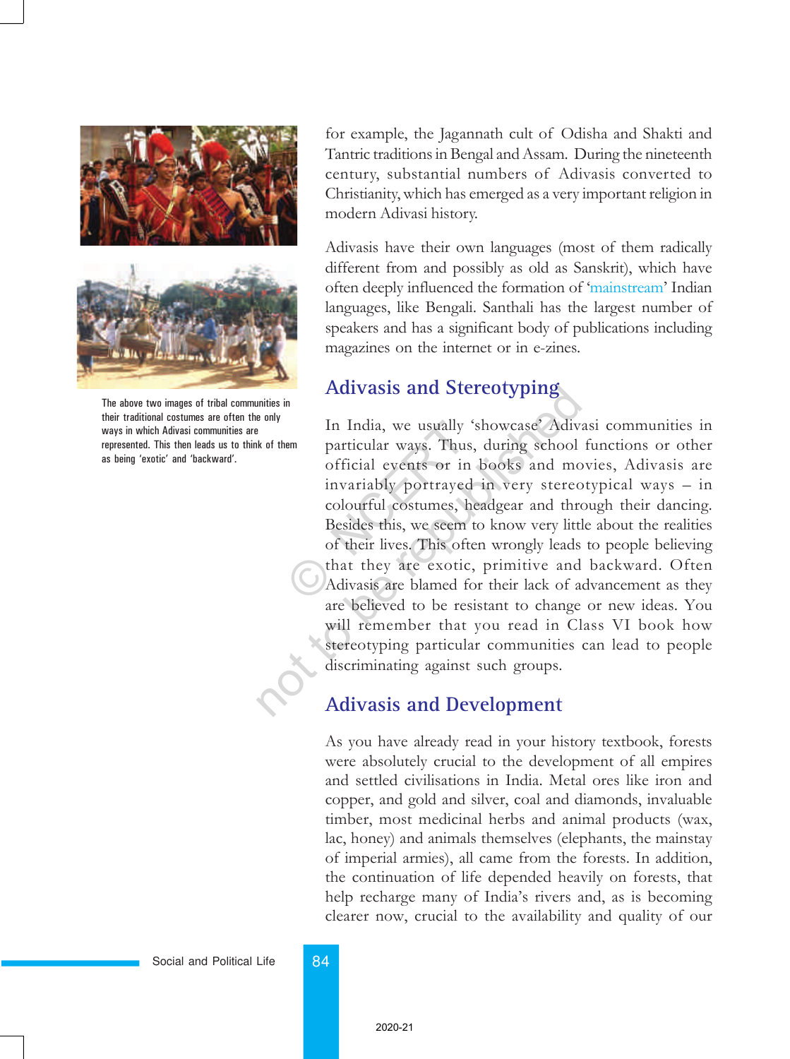for example, the Jagannath cult of Odisha and Shakti and Tantric traditions in Bengal and Assam. During the nineteenth century, substantial numbers of Adivasis converted to Christianity, which has emerged as a very important religion in modern Adivasi history.

Adivasis have their own languages (most of them radically different from and possibly as old as Sanskrit), which have often deeply influenced the formation of 'mainstream' Indian languages, like Bengali. Santhali has the largest number of speakers and has a significant body of publications including magazines on the internet or in e-zines.

The above two images of tribal communities in their traditional costumes are often the only ways in which Adivasi communities are represented. This then leads us to think of them as being 'exotic' and 'backward'.

## Adivasis and Stereotyping

In India, we usually 'showcase' Adivasi communities in particular ways. Thus, during school functions or other official events or in books and movies, Adivasis are invariably portrayed in very stereotypical ways – in colourful costumes, headgear and through their dancing. Besides this, we seem to know very little about the realities of their lives. This often wrongly leads to people believing that they are exotic, primitive and backward. Often Adivasis are blamed for their lack of advancement as they are believed to be resistant to change or new ideas. You will remember that you read in Class VI book how stereotyping particular communities can lead to people discriminating against such groups.

## Adivasis and Development

As you have already read in your history textbook, forests were absolutely crucial to the development of all empires and settled civilisations in India. Metal ores like iron and copper, and gold and silver, coal and diamonds, invaluable timber, most medicinal herbs and animal products (wax, lac, honey) and animals themselves (elephants, the mainstay of imperial armies), all came from the forests. In addition, the continuation of life depended heavily on forests, that help recharge many of India's rivers and, as is becoming clearer now, crucial to the availability and quality of our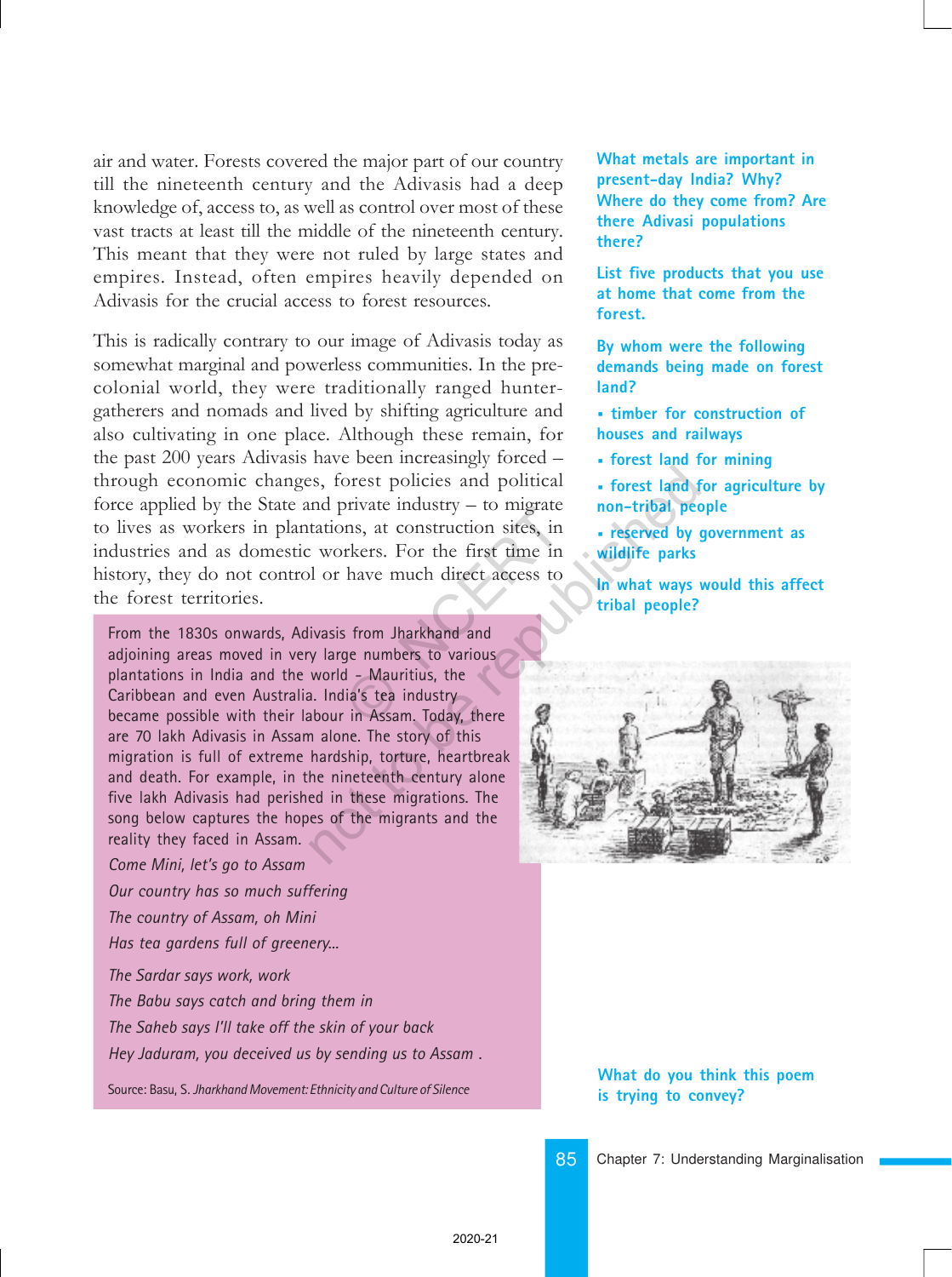air and water. Forests covered the major part of our country till the nineteenth century and the Adivasis had a deep knowledge of, access to, as well as control over most of these vast tracts at least till the middle of the nineteenth century. This meant that they were not ruled by large states and empires. Instead, often empires heavily depended on Adivasis for the crucial access to forest resources.

This is radically contrary to our image of Adivasis today as somewhat marginal and powerless communities. In the pre-colonial world, they were traditionally ranged hunter-gatherers and nomads and lived by shifting agriculture and also cultivating in one place. Although these remain, for the past 200 years Adivasis have been increasingly forced – through economic changes, forest policies and political force applied by the State and private industry – to migrate to lives as workers in plantations, at construction sites, in industries and as domestic workers. For the first time in history, they do not control or have much direct access to the forest territories.

**What metals are important in present-day India? Why? Where do they come from? Are there Adivasi populations there?**

**List five products that you use at home that come from the forest.**

**By whom were the following demands being made on forest land?**

- **timber for construction of houses and railways**
- **forest land for mining**
- **forest land for agriculture by non-tribal people**
- **reserved by government as wildlife parks**

**In what ways would this affect tribal people?**

From the 1830s onwards, Adivasis from Jharkhand and adjoining areas moved in very large numbers to various plantations in India and the world - Mauritius, the Caribbean and even Australia. India's tea industry became possible with their labour in Assam. Today, there are 70 lakh Adivasis in Assam alone. The story of this migration is full of extreme hardship, torture, heartbreak and death. For example, in the nineteenth century alone five lakh Adivasis had perished in these migrations. The song below captures the hopes of the migrants and the reality they faced in Assam.

*Come Mini, let's go to Assam*
*Our country has so much suffering*
*The country of Assam, oh Mini*
*Has tea gardens full of greenery...*

*The Sardar says work, work*
*The Babu says catch and bring them in*
*The Saheb says I'll take off the skin of your back*
*Hey Jaduram, you deceived us by sending us to Assam .*

Source: Basu, S. *Jharkhand Movement: Ethnicity and Culture of Silence*

**What do you think this poem is trying to convey?**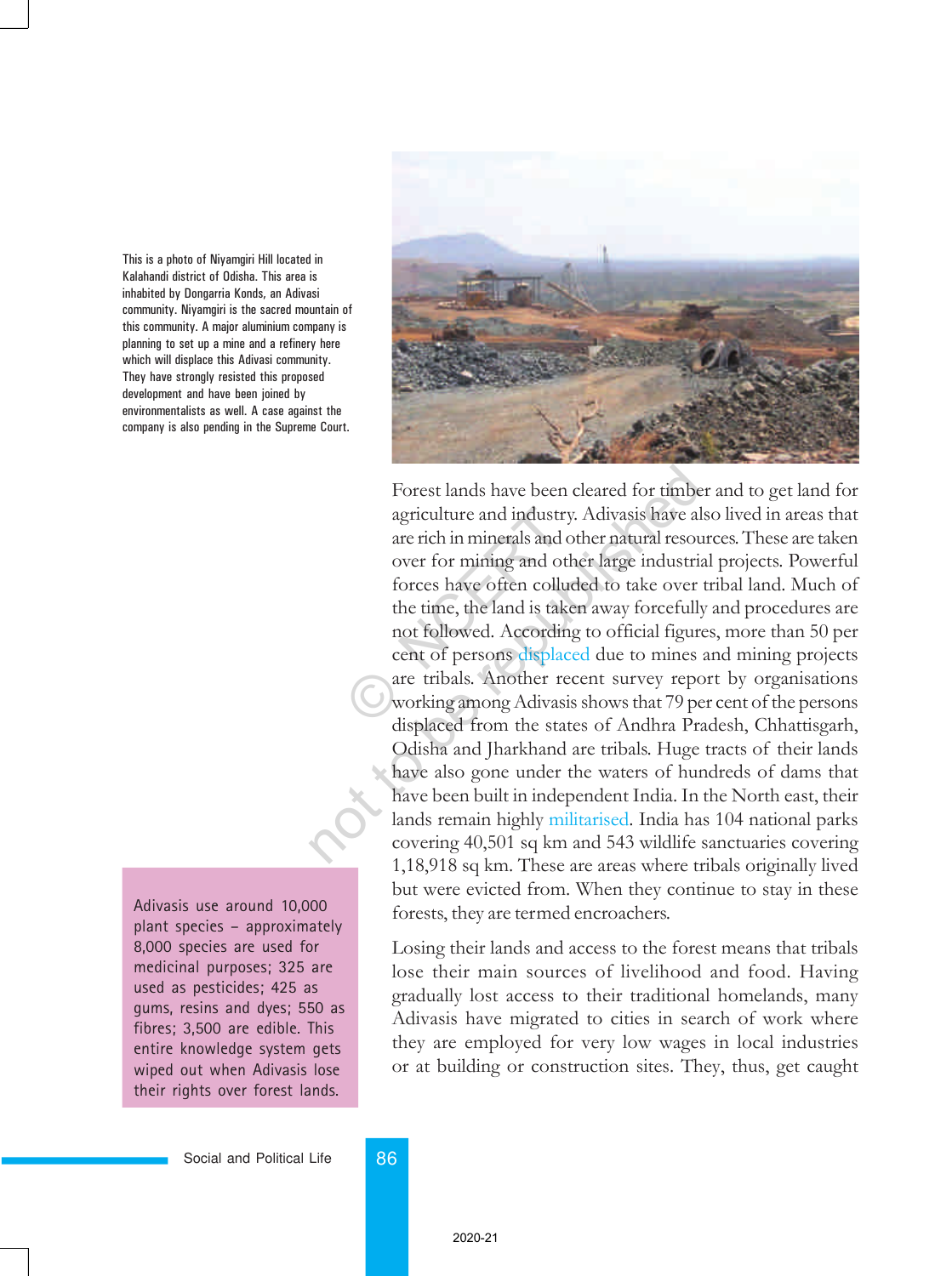This is a photo of Niyamgiri Hill located in Kalahandi district of Odisha. This area is inhabited by Dongarria Konds, an Adivasi community. Niyamgiri is the sacred mountain of this community. A major aluminium company is planning to set up a mine and a refinery here which will displace this Adivasi community. They have strongly resisted this proposed development and have been joined by environmentalists as well. A case against the company is also pending in the Supreme Court.

Forest lands have been cleared for timber and to get land for agriculture and industry. Adivasis have also lived in areas that are rich in minerals and other natural resources. These are taken over for mining and other large industrial projects. Powerful forces have often colluded to take over tribal land. Much of the time, the land is taken away forcefully and procedures are not followed. According to official figures, more than 50 per cent of persons displaced due to mines and mining projects are tribals. Another recent survey report by organisations working among Adivasis shows that 79 per cent of the persons displaced from the states of Andhra Pradesh, Chhattisgarh, Odisha and Jharkhand are tribals. Huge tracts of their lands have also gone under the waters of hundreds of dams that have been built in independent India. In the North east, their lands remain highly militarised. India has 104 national parks covering 40,501 sq km and 543 wildlife sanctuaries covering 1,18,918 sq km. These are areas where tribals originally lived but were evicted from. When they continue to stay in these forests, they are termed encroachers.

Losing their lands and access to the forest means that tribals lose their main sources of livelihood and food. Having gradually lost access to their traditional homelands, many Adivasis have migrated to cities in search of work where they are employed for very low wages in local industries or at building or construction sites. They, thus, get caught

Adivasis use around 10,000 plant species – approximately 8,000 species are used for medicinal purposes; 325 are used as pesticides; 425 as gums, resins and dyes; 550 as fibres; 3,500 are edible. This entire knowledge system gets wiped out when Adivasis lose their rights over forest lands.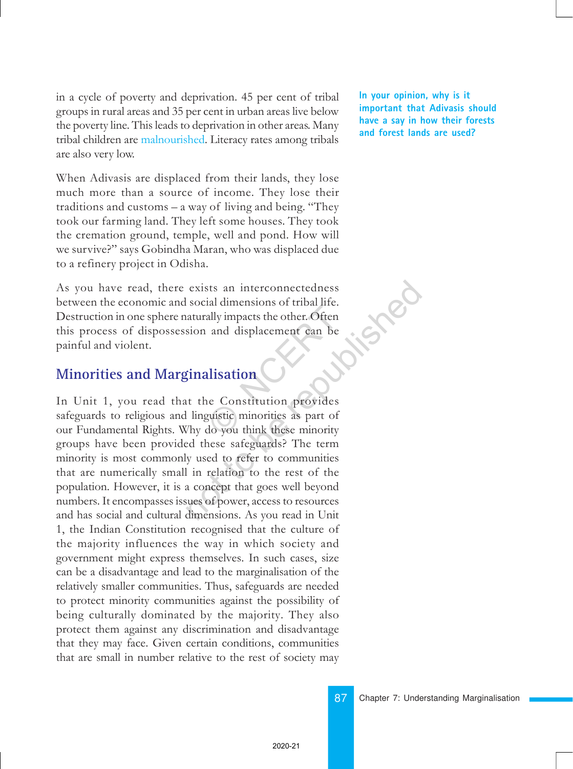in a cycle of poverty and deprivation. 45 per cent of tribal groups in rural areas and 35 per cent in urban areas live below the poverty line. This leads to deprivation in other areas. Many tribal children are malnourished. Literacy rates among tribals are also very low.

When Adivasis are displaced from their lands, they lose much more than a source of income. They lose their traditions and customs – a way of living and being. "They took our farming land. They left some houses. They took the cremation ground, temple, well and pond. How will we survive?" says Gobindha Maran, who was displaced due to a refinery project in Odisha.

As you have read, there exists an interconnectedness between the economic and social dimensions of tribal life. Destruction in one sphere naturally impacts the other. Often this process of dispossession and displacement can be painful and violent.

**In your opinion, why is it important that Adivasis should have a say in how their forests and forest lands are used?**

## Minorities and Marginalisation

In Unit 1, you read that the Constitution provides safeguards to religious and linguistic minorities as part of our Fundamental Rights. Why do you think these minority groups have been provided these safeguards? The term minority is most commonly used to refer to communities that are numerically small in relation to the rest of the population. However, it is a concept that goes well beyond numbers. It encompasses issues of power, access to resources and has social and cultural dimensions. As you read in Unit 1, the Indian Constitution recognised that the culture of the majority influences the way in which society and government might express themselves. In such cases, size can be a disadvantage and lead to the marginalisation of the relatively smaller communities. Thus, safeguards are needed to protect minority communities against the possibility of being culturally dominated by the majority. They also protect them against any discrimination and disadvantage that they may face. Given certain conditions, communities that are small in number relative to the rest of society may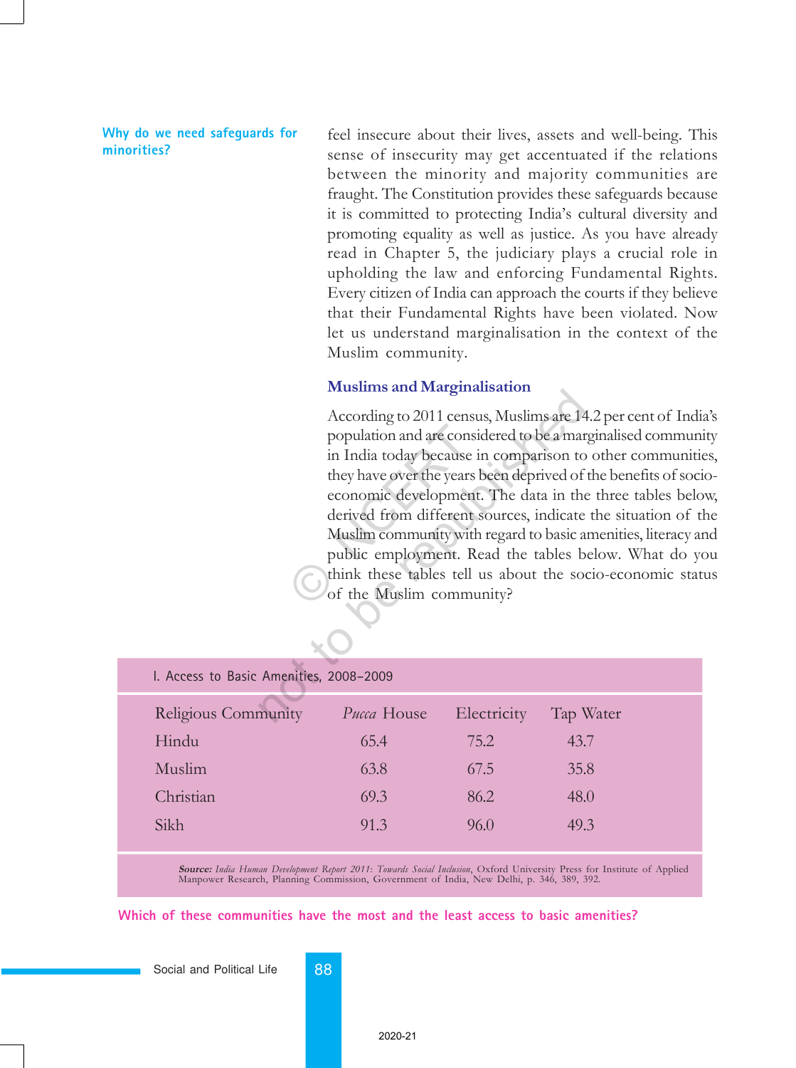**Why do we need safeguards for minorities?**

feel insecure about their lives, assets and well-being. This sense of insecurity may get accentuated if the relations between the minority and majority communities are fraught. The Constitution provides these safeguards because it is committed to protecting India's cultural diversity and promoting equality as well as justice. As you have already read in Chapter 5, the judiciary plays a crucial role in upholding the law and enforcing Fundamental Rights. Every citizen of India can approach the courts if they believe that their Fundamental Rights have been violated. Now let us understand marginalisation in the context of the Muslim community.

### Muslims and Marginalisation

According to 2011 census, Muslims are 14.2 per cent of India's population and are considered to be a marginalised community in India today because in comparison to other communities, they have over the years been deprived of the benefits of socio-economic development. The data in the three tables below, derived from different sources, indicate the situation of the Muslim community with regard to basic amenities, literacy and public employment. Read the tables below. What do you think these tables tell us about the socio-economic status of the Muslim community?

I. Access to Basic Amenities, 2008–2009

| Religious Community | *Pucca* House | Electricity | Tap Water |
|---|---|---|---|
| Hindu | 65.4 | 75.2 | 43.7 |
| Muslim | 63.8 | 67.5 | 35.8 |
| Christian | 69.3 | 86.2 | 48.0 |
| Sikh | 91.3 | 96.0 | 49.3 |

**Source:** *India Human Development Report 2011: Towards Social Inclusion*, Oxford University Press for Institute of Applied Manpower Research, Planning Commission, Government of India, New Delhi, p. 346, 389, 392.

**Which of these communities have the most and the least access to basic amenities?**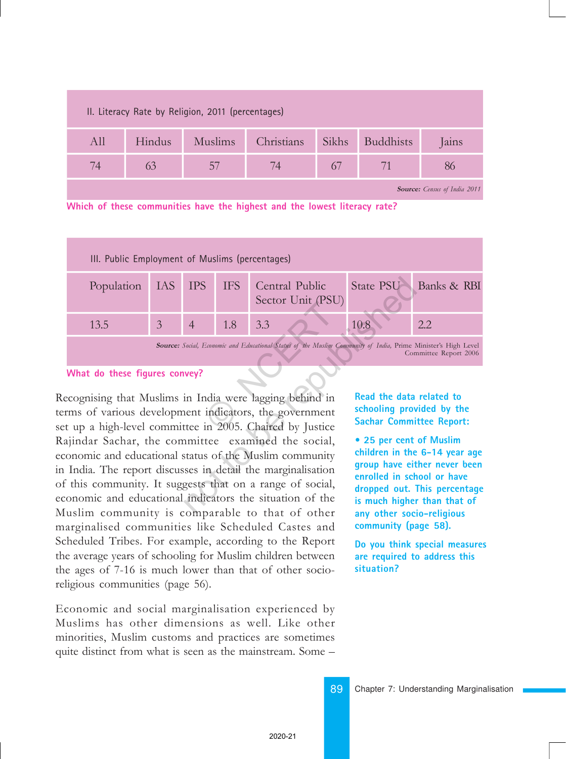| II. Literacy Rate by Religion, 2011 (percentages) | | | | | | |
|---|---|---|---|---|---|---|
| All | Hindus | Muslims | Christians | Sikhs | Buddhists | Jains |
| 74 | 63 | 57 | 74 | 67 | 71 | 86 |

**Source:** *Census of India 2011*

**Which of these communities have the highest and the lowest literacy rate?**

| III. Public Employment of Muslims (percentages) | | | | | | |
|---|---|---|---|---|---|---|
| Population | IAS | IPS | IFS | Central Public Sector Unit (PSU) | State PSU | Banks & RBI |
| 13.5 | 3 | 4 | 1.8 | 3.3 | 10.8 | 2.2 |

**Source:** *Social, Economic and Educational Status of the Muslim Community of India,* Prime Minister's High Level Committee Report 2006

**What do these figures convey?**

Recognising that Muslims in India were lagging behind in terms of various development indicators, the government set up a high-level committee in 2005. Chaired by Justice Rajindar Sachar, the committee examined the social, economic and educational status of the Muslim community in India. The report discusses in detail the marginalisation of this community. It suggests that on a range of social, economic and educational indicators the situation of the Muslim community is comparable to that of other marginalised communities like Scheduled Castes and Scheduled Tribes. For example, according to the Report the average years of schooling for Muslim children between the ages of 7-16 is much lower than that of other socio-religious communities (page 56).

Economic and social marginalisation experienced by Muslims has other dimensions as well. Like other minorities, Muslim customs and practices are sometimes quite distinct from what is seen as the mainstream. Some –

**Read the data related to schooling provided by the Sachar Committee Report:**

- **25 per cent of Muslim children in the 6-14 year age group have either never been enrolled in school or have dropped out. This percentage is much higher than that of any other socio-religious community (page 58).**

**Do you think special measures are required to address this situation?**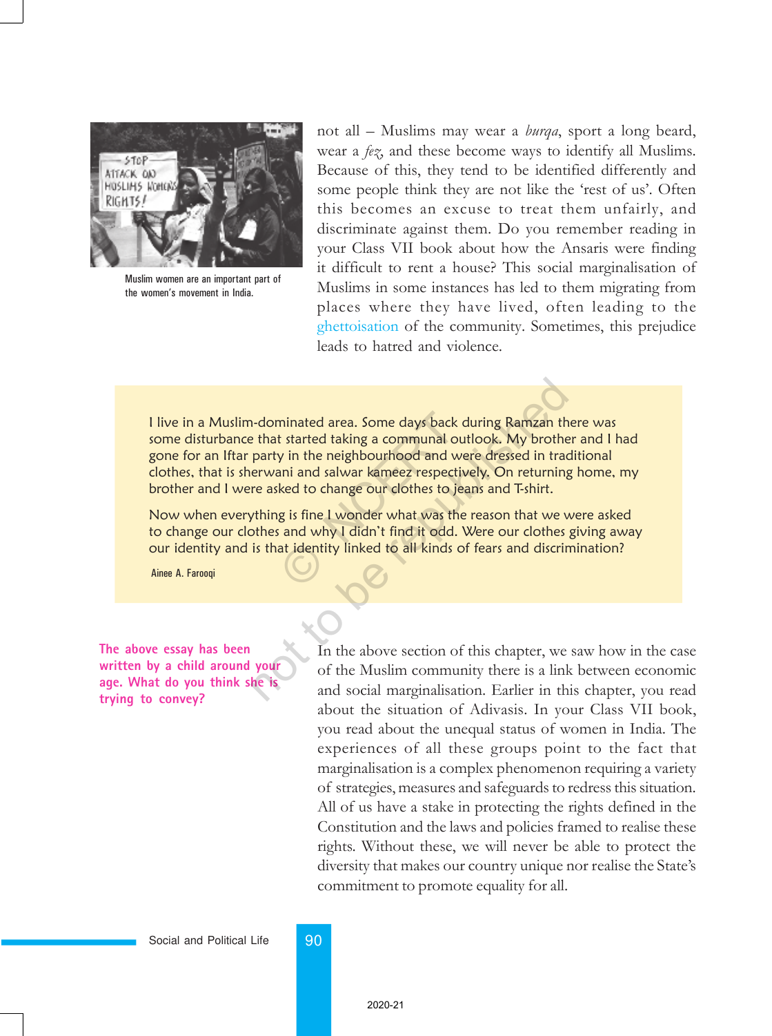Muslim women are an important part of the women's movement in India.

not all – Muslims may wear a *burqa*, sport a long beard, wear a *fez*, and these become ways to identify all Muslims. Because of this, they tend to be identified differently and some people think they are not like the 'rest of us'. Often this becomes an excuse to treat them unfairly, and discriminate against them. Do you remember reading in your Class VII book about how the Ansaris were finding it difficult to rent a house? This social marginalisation of Muslims in some instances has led to them migrating from places where they have lived, often leading to the ghettoisation of the community. Sometimes, this prejudice leads to hatred and violence.

> I live in a Muslim-dominated area. Some days back during Ramzan there was some disturbance that started taking a communal outlook. My brother and I had gone for an Iftar party in the neighbourhood and were dressed in traditional clothes, that is sherwani and salwar kameez respectively. On returning home, my brother and I were asked to change our clothes to jeans and T-shirt.
>
> Now when everything is fine I wonder what was the reason that we were asked to change our clothes and why I didn't find it odd. Were our clothes giving away our identity and is that identity linked to all kinds of fears and discrimination?
>
> Ainee A. Farooqi

**The above essay has been written by a child around your age. What do you think she is trying to convey?**

In the above section of this chapter, we saw how in the case of the Muslim community there is a link between economic and social marginalisation. Earlier in this chapter, you read about the situation of Adivasis. In your Class VII book, you read about the unequal status of women in India. The experiences of all these groups point to the fact that marginalisation is a complex phenomenon requiring a variety of strategies, measures and safeguards to redress this situation. All of us have a stake in protecting the rights defined in the Constitution and the laws and policies framed to realise these rights. Without these, we will never be able to protect the diversity that makes our country unique nor realise the State's commitment to promote equality for all.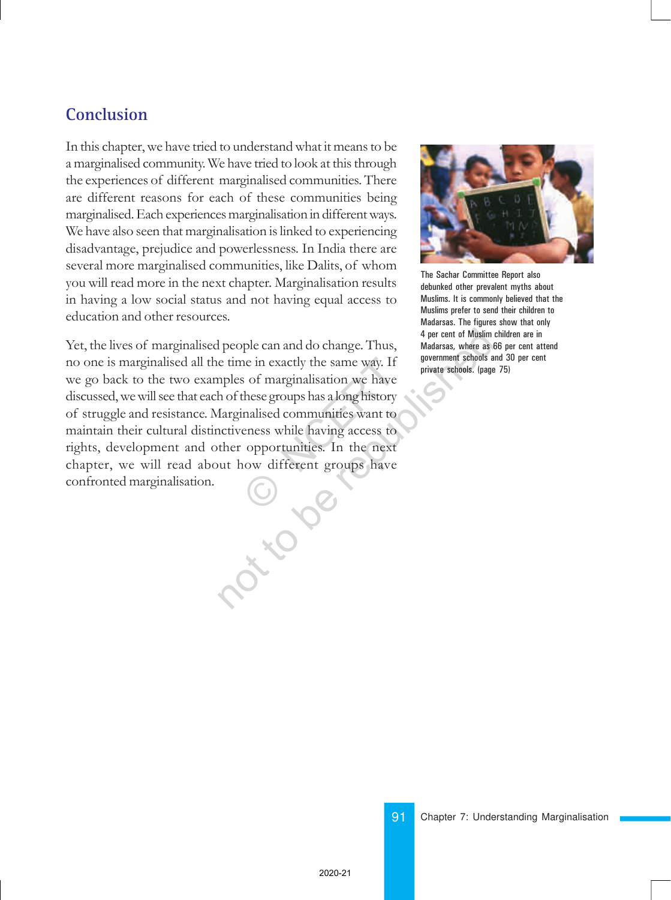## Conclusion

In this chapter, we have tried to understand what it means to be a marginalised community. We have tried to look at this through the experiences of different marginalised communities. There are different reasons for each of these communities being marginalised. Each experiences marginalisation in different ways. We have also seen that marginalisation is linked to experiencing disadvantage, prejudice and powerlessness. In India there are several more marginalised communities, like Dalits, of whom you will read more in the next chapter. Marginalisation results in having a low social status and not having equal access to education and other resources.

Yet, the lives of marginalised people can and do change. Thus, no one is marginalised all the time in exactly the same way. If we go back to the two examples of marginalisation we have discussed, we will see that each of these groups has a long history of struggle and resistance. Marginalised communities want to maintain their cultural distinctiveness while having access to rights, development and other opportunities. In the next chapter, we will read about how different groups have confronted marginalisation.

The Sachar Committee Report also debunked other prevalent myths about Muslims. It is commonly believed that the Muslims prefer to send their children to Madarsas. The figures show that only 4 per cent of Muslim children are in Madarsas, where as 66 per cent attend government schools and 30 per cent private schools. (page 75)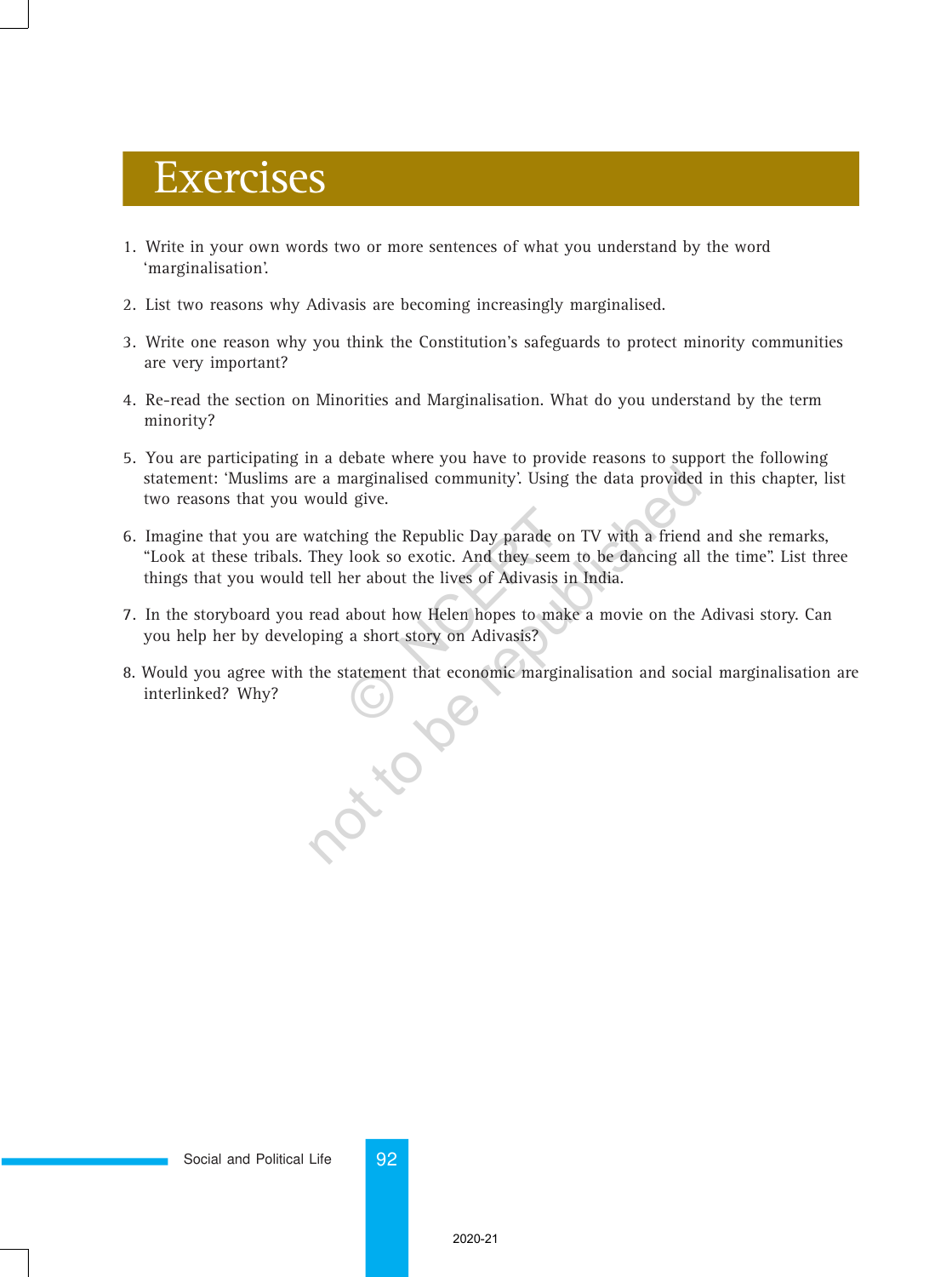# Exercises

1. Write in your own words two or more sentences of what you understand by the word 'marginalisation'.

2. List two reasons why Adivasis are becoming increasingly marginalised.

3. Write one reason why you think the Constitution's safeguards to protect minority communities are very important?

4. Re-read the section on Minorities and Marginalisation. What do you understand by the term minority?

5. You are participating in a debate where you have to provide reasons to support the following statement: 'Muslims are a marginalised community'. Using the data provided in this chapter, list two reasons that you would give.

6. Imagine that you are watching the Republic Day parade on TV with a friend and she remarks, "Look at these tribals. They look so exotic. And they seem to be dancing all the time". List three things that you would tell her about the lives of Adivasis in India.

7. In the storyboard you read about how Helen hopes to make a movie on the Adivasi story. Can you help her by developing a short story on Adivasis?

8. Would you agree with the statement that economic marginalisation and social marginalisation are interlinked? Why?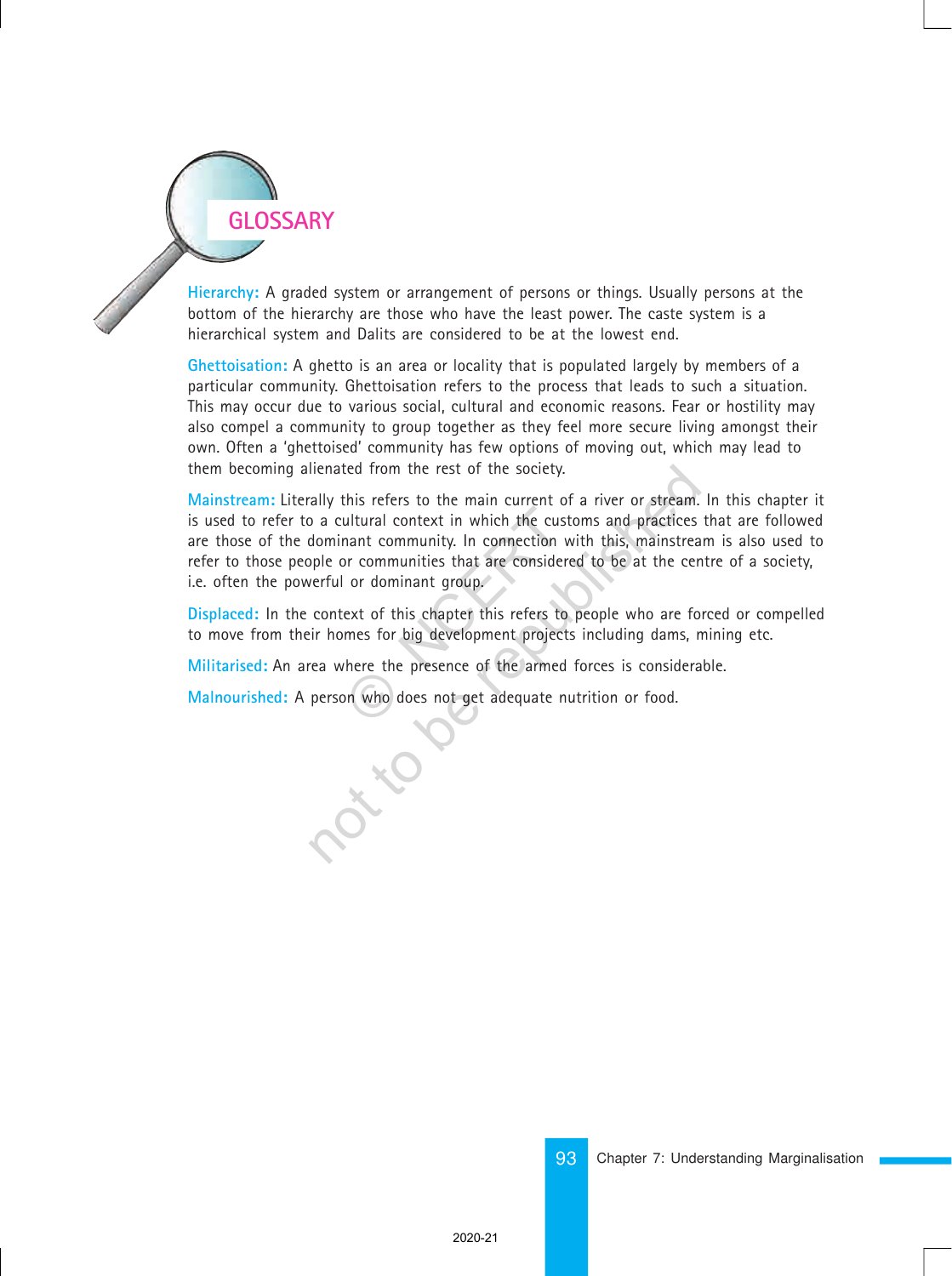# GLOSSARY

**Hierarchy:** A graded system or arrangement of persons or things. Usually persons at the bottom of the hierarchy are those who have the least power. The caste system is a hierarchical system and Dalits are considered to be at the lowest end.

**Ghettoisation:** A ghetto is an area or locality that is populated largely by members of a particular community. Ghettoisation refers to the process that leads to such a situation. This may occur due to various social, cultural and economic reasons. Fear or hostility may also compel a community to group together as they feel more secure living amongst their own. Often a 'ghettoised' community has few options of moving out, which may lead to them becoming alienated from the rest of the society.

**Mainstream:** Literally this refers to the main current of a river or stream. In this chapter it is used to refer to a cultural context in which the customs and practices that are followed are those of the dominant community. In connection with this, mainstream is also used to refer to those people or communities that are considered to be at the centre of a society, i.e. often the powerful or dominant group.

**Displaced:** In the context of this chapter this refers to people who are forced or compelled to move from their homes for big development projects including dams, mining etc.

**Militarised:** An area where the presence of the armed forces is considerable.

**Malnourished:** A person who does not get adequate nutrition or food.